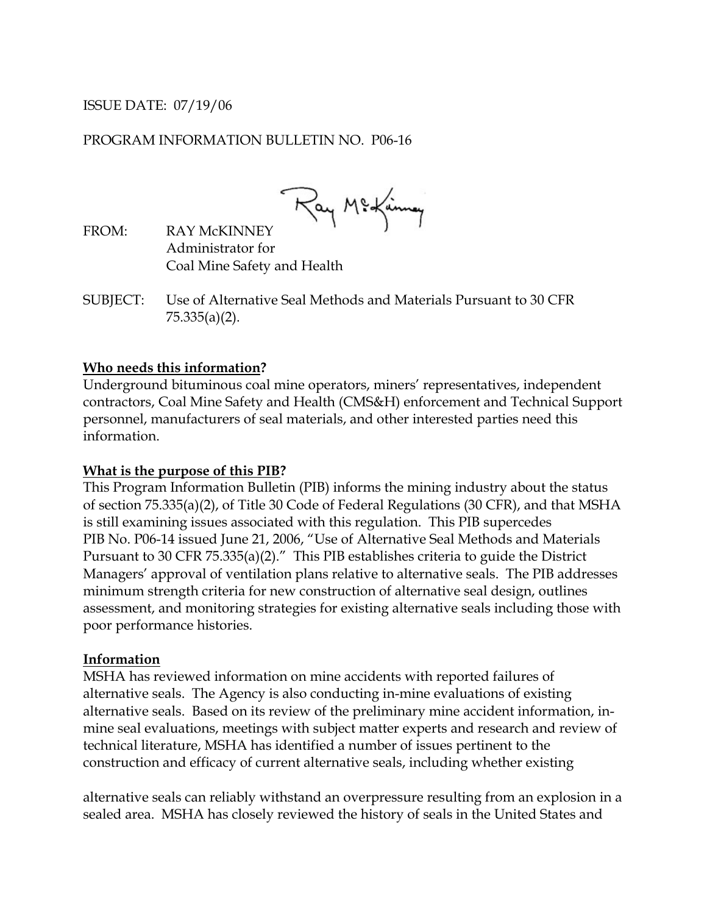ISSUE DATE: 07/19/06

PROGRAM INFORMATION BULLETIN NO. P06-16

FROM: RAY McKINNEY
Administrator for
Coal Mine Safety and Health

SUBJECT: Use of Alternative Seal Methods and Materials Pursuant to 30 CFR 75.335(a)(2).

**Who needs this information?**

Underground bituminous coal mine operators, miners' representatives, independent contractors, Coal Mine Safety and Health (CMS&H) enforcement and Technical Support personnel, manufacturers of seal materials, and other interested parties need this information.

**What is the purpose of this PIB?**

This Program Information Bulletin (PIB) informs the mining industry about the status of section 75.335(a)(2), of Title 30 Code of Federal Regulations (30 CFR), and that MSHA is still examining issues associated with this regulation. This PIB supercedes PIB No. P06-14 issued June 21, 2006, "Use of Alternative Seal Methods and Materials Pursuant to 30 CFR 75.335(a)(2)." This PIB establishes criteria to guide the District Managers' approval of ventilation plans relative to alternative seals. The PIB addresses minimum strength criteria for new construction of alternative seal design, outlines assessment, and monitoring strategies for existing alternative seals including those with poor performance histories.

**Information**

MSHA has reviewed information on mine accidents with reported failures of alternative seals. The Agency is also conducting in-mine evaluations of existing alternative seals. Based on its review of the preliminary mine accident information, in-mine seal evaluations, meetings with subject matter experts and research and review of technical literature, MSHA has identified a number of issues pertinent to the construction and efficacy of current alternative seals, including whether existing alternative seals can reliably withstand an overpressure resulting from an explosion in a sealed area. MSHA has closely reviewed the history of seals in the United States and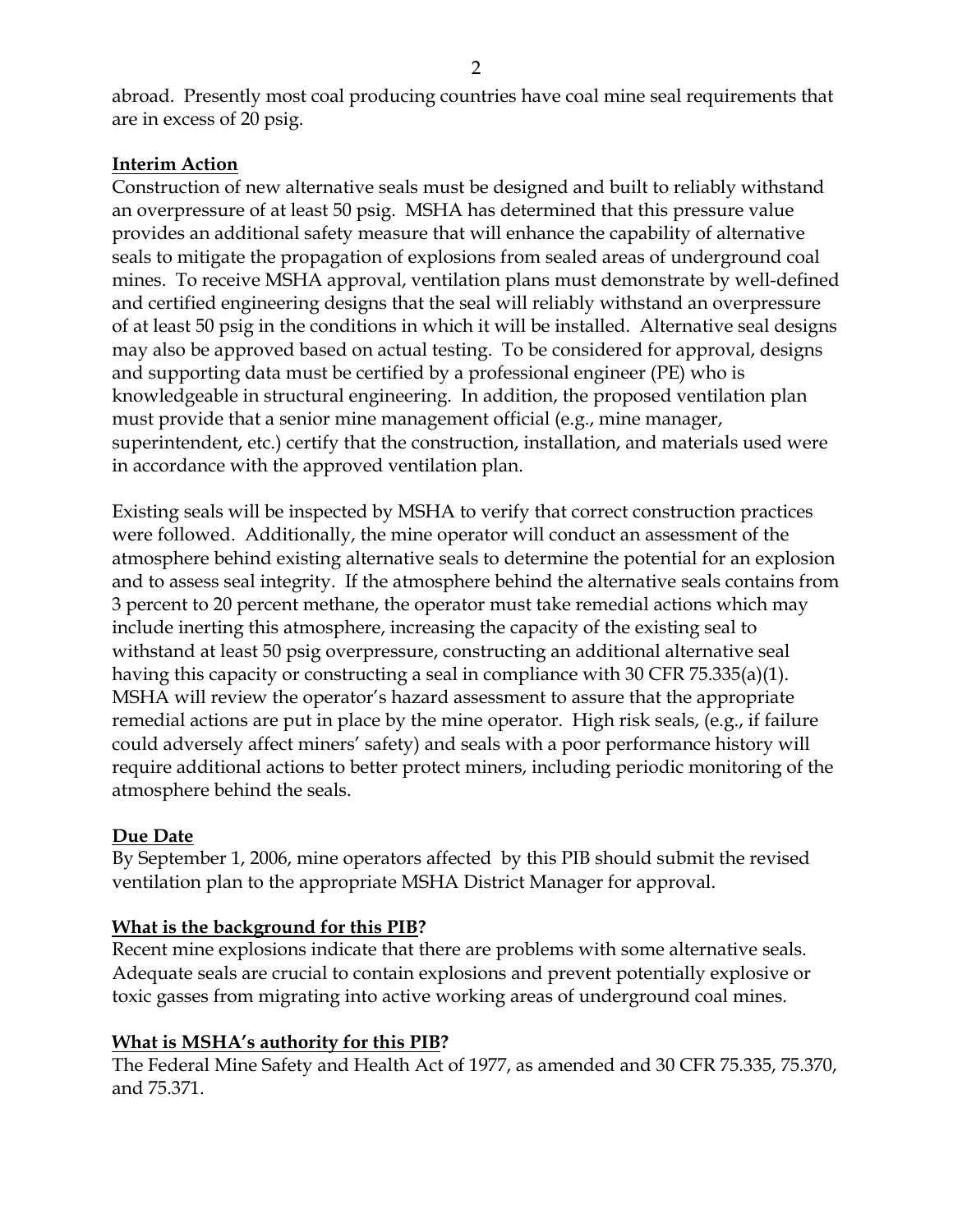abroad. Presently most coal producing countries have coal mine seal requirements that are in excess of 20 psig.

## Interim Action

Construction of new alternative seals must be designed and built to reliably withstand an overpressure of at least 50 psig. MSHA has determined that this pressure value provides an additional safety measure that will enhance the capability of alternative seals to mitigate the propagation of explosions from sealed areas of underground coal mines. To receive MSHA approval, ventilation plans must demonstrate by well-defined and certified engineering designs that the seal will reliably withstand an overpressure of at least 50 psig in the conditions in which it will be installed. Alternative seal designs may also be approved based on actual testing. To be considered for approval, designs and supporting data must be certified by a professional engineer (PE) who is knowledgeable in structural engineering. In addition, the proposed ventilation plan must provide that a senior mine management official (e.g., mine manager, superintendent, etc.) certify that the construction, installation, and materials used were in accordance with the approved ventilation plan.

Existing seals will be inspected by MSHA to verify that correct construction practices were followed. Additionally, the mine operator will conduct an assessment of the atmosphere behind existing alternative seals to determine the potential for an explosion and to assess seal integrity. If the atmosphere behind the alternative seals contains from 3 percent to 20 percent methane, the operator must take remedial actions which may include inerting this atmosphere, increasing the capacity of the existing seal to withstand at least 50 psig overpressure, constructing an additional alternative seal having this capacity or constructing a seal in compliance with 30 CFR 75.335(a)(1). MSHA will review the operator's hazard assessment to assure that the appropriate remedial actions are put in place by the mine operator. High risk seals, (e.g., if failure could adversely affect miners' safety) and seals with a poor performance history will require additional actions to better protect miners, including periodic monitoring of the atmosphere behind the seals.

## Due Date

By September 1, 2006, mine operators affected by this PIB should submit the revised ventilation plan to the appropriate MSHA District Manager for approval.

## What is the background for this PIB?

Recent mine explosions indicate that there are problems with some alternative seals. Adequate seals are crucial to contain explosions and prevent potentially explosive or toxic gasses from migrating into active working areas of underground coal mines.

## What is MSHA's authority for this PIB?

The Federal Mine Safety and Health Act of 1977, as amended and 30 CFR 75.335, 75.370, and 75.371.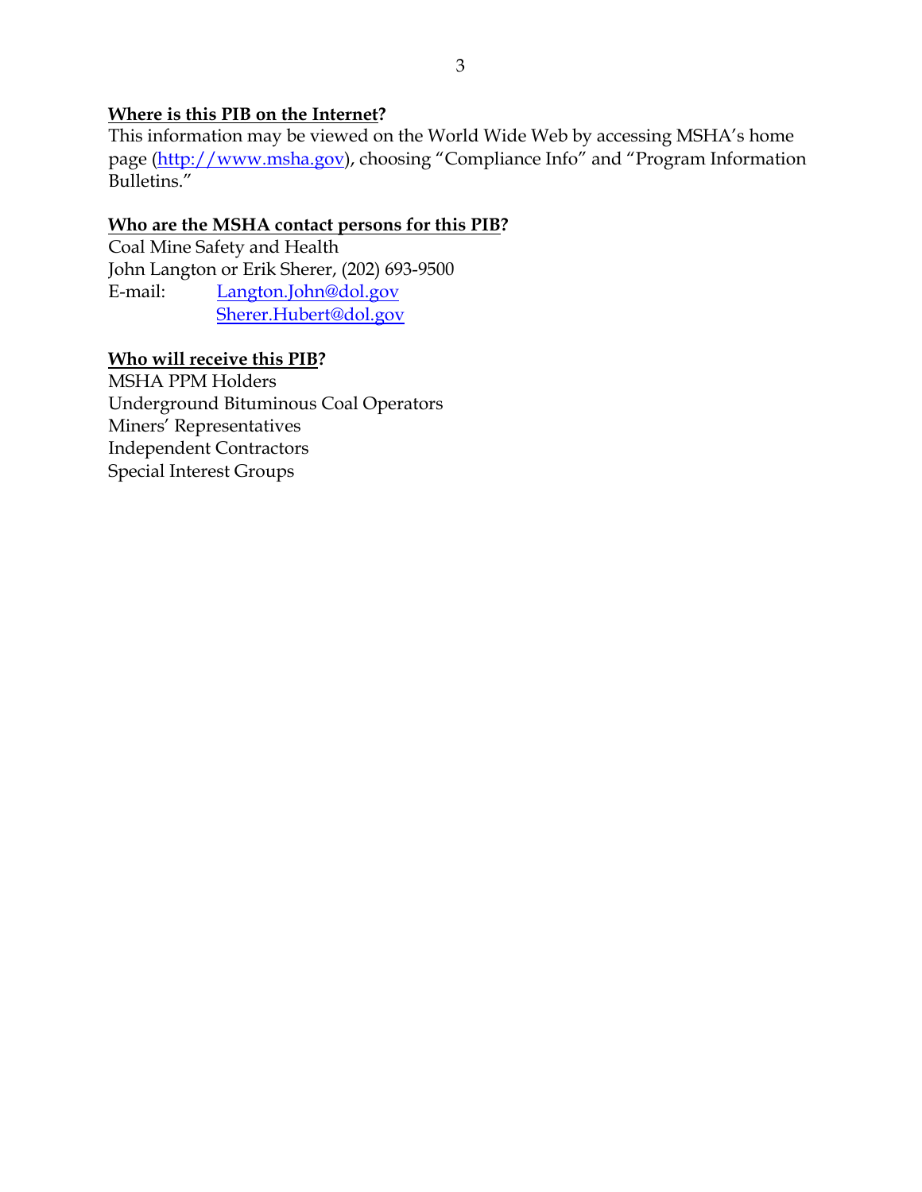**Where is this PIB on the Internet?**
This information may be viewed on the World Wide Web by accessing MSHA's home page (http://www.msha.gov), choosing "Compliance Info" and "Program Information Bulletins."

**Who are the MSHA contact persons for this PIB?**
Coal Mine Safety and Health
John Langton or Erik Sherer, (202) 693-9500
E-mail: Langton.John@dol.gov
Sherer.Hubert@dol.gov

**Who will receive this PIB?**
MSHA PPM Holders
Underground Bituminous Coal Operators
Miners' Representatives
Independent Contractors
Special Interest Groups